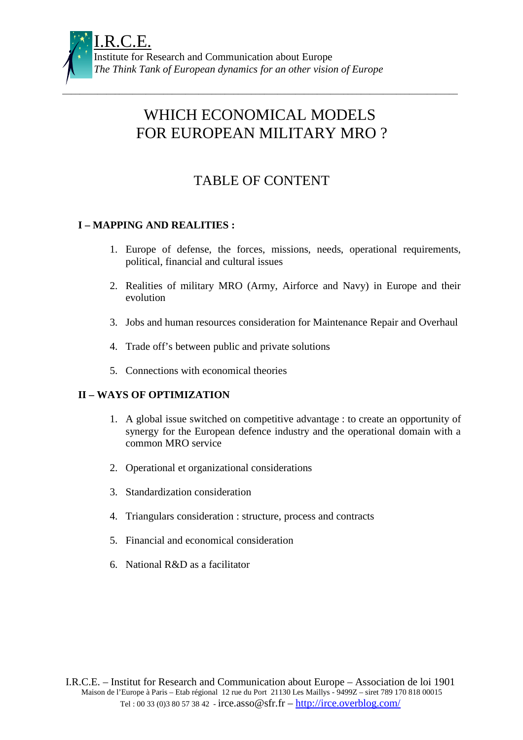I.R.C.E.
Institute for Research and Communication about Europe
*The Think Tank of European dynamics for an other vision of Europe*

---

# WHICH ECONOMICAL MODELS FOR EUROPEAN MILITARY MRO ?

## TABLE OF CONTENT

**I – MAPPING AND REALITIES :**

1. Europe of defense, the forces, missions, needs, operational requirements, political, financial and cultural issues
2. Realities of military MRO (Army, Airforce and Navy) in Europe and their evolution
3. Jobs and human resources consideration for Maintenance Repair and Overhaul
4. Trade off's between public and private solutions
5. Connections with economical theories

**II – WAYS OF OPTIMIZATION**

1. A global issue switched on competitive advantage : to create an opportunity of synergy for the European defence industry and the operational domain with a common MRO service
2. Operational et organizational considerations
3. Standardization consideration
4. Triangulars consideration : structure, process and contracts
5. Financial and economical consideration
6. National R&D as a facilitator

I.R.C.E. – Institut for Research and Communication about Europe – Association de loi 1901
Maison de l'Europe à Paris – Etab régional 12 rue du Port 21130 Les Maillys - 9499Z – siret 789 170 818 00015
Tel : 00 33 (0)3 80 57 38 42 - irce.asso@sfr.fr – http://irce.overblog.com/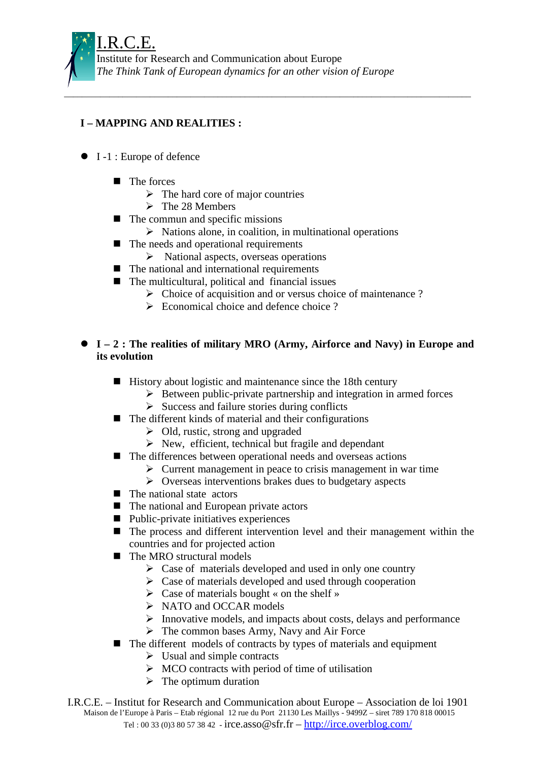## I – MAPPING AND REALITIES :

- I -1 : Europe of defence
  - The forces
    - The hard core of major countries
    - The 28 Members
  - The commun and specific missions
    - Nations alone, in coalition, in multinational operations
  - The needs and operational requirements
    - National aspects, overseas operations
  - The national and international requirements
  - The multicultural, political and financial issues
    - Choice of acquisition and or versus choice of maintenance ?
    - Economical choice and defence choice ?

- **I – 2 : The realities of military MRO (Army, Airforce and Navy) in Europe and its evolution**
  - History about logistic and maintenance since the 18th century
    - Between public-private partnership and integration in armed forces
    - Success and failure stories during conflicts
  - The different kinds of material and their configurations
    - Old, rustic, strong and upgraded
    - New, efficient, technical but fragile and dependant
  - The differences between operational needs and overseas actions
    - Current management in peace to crisis management in war time
    - Overseas interventions brakes dues to budgetary aspects
  - The national state actors
  - The national and European private actors
  - Public-private initiatives experiences
  - The process and different intervention level and their management within the countries and for projected action
  - The MRO structural models
    - Case of materials developed and used in only one country
    - Case of materials developed and used through cooperation
    - Case of materials bought « on the shelf »
    - NATO and OCCAR models
    - Innovative models, and impacts about costs, delays and performance
    - The common bases Army, Navy and Air Force
  - The different models of contracts by types of materials and equipment
    - Usual and simple contracts
    - MCO contracts with period of time of utilisation
    - The optimum duration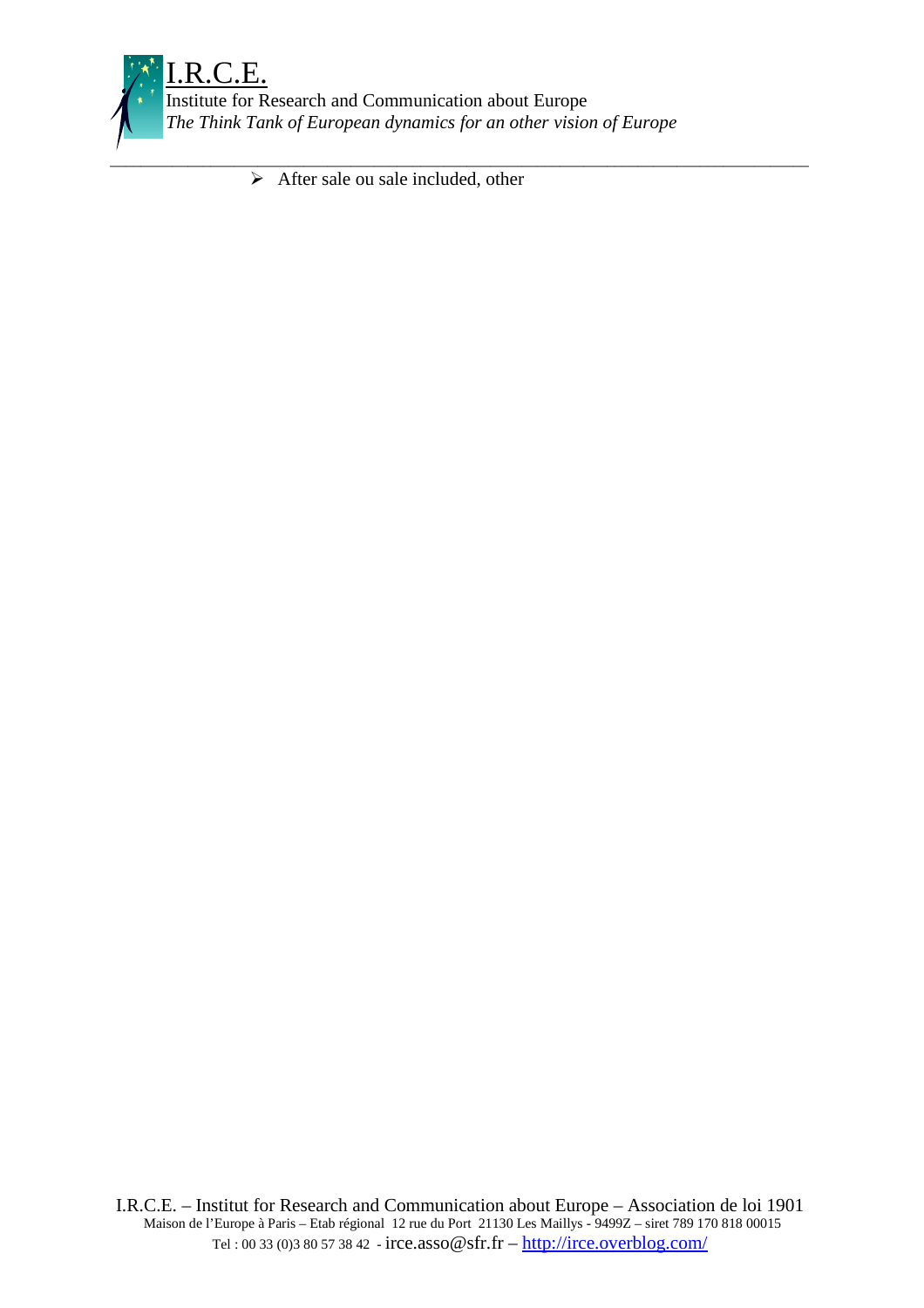- After sale ou sale included, other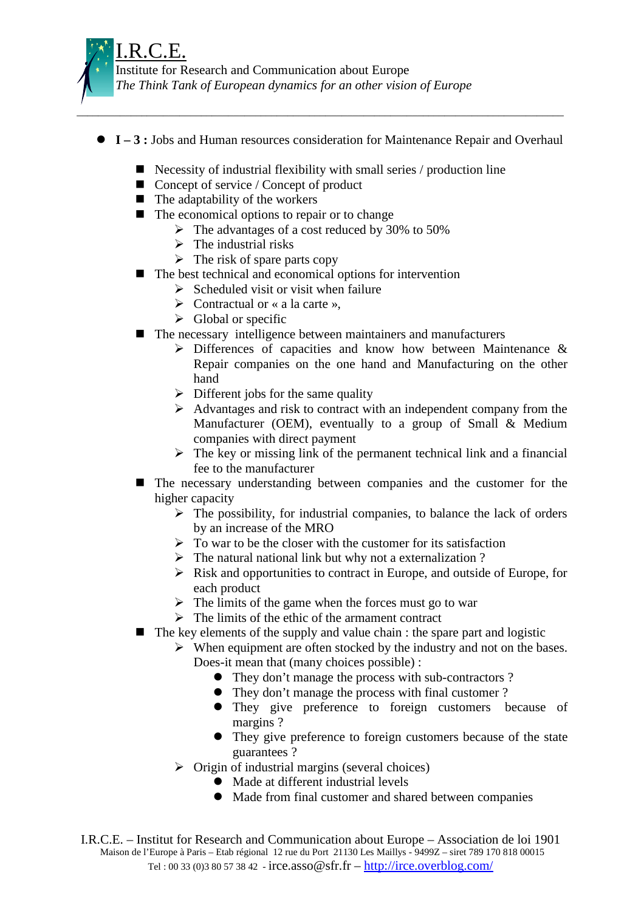- **I – 3 :** Jobs and Human resources consideration for Maintenance Repair and Overhaul

  - Necessity of industrial flexibility with small series / production line
  - Concept of service / Concept of product
  - The adaptability of the workers
  - The economical options to repair or to change
    - The advantages of a cost reduced by 30% to 50%
    - The industrial risks
    - The risk of spare parts copy
  - The best technical and economical options for intervention
    - Scheduled visit or visit when failure
    - Contractual or « a la carte »,
    - Global or specific
  - The necessary intelligence between maintainers and manufacturers
    - Differences of capacities and know how between Maintenance & Repair companies on the one hand and Manufacturing on the other hand
    - Different jobs for the same quality
    - Advantages and risk to contract with an independent company from the Manufacturer (OEM), eventually to a group of Small & Medium companies with direct payment
    - The key or missing link of the permanent technical link and a financial fee to the manufacturer
  - The necessary understanding between companies and the customer for the higher capacity
    - The possibility, for industrial companies, to balance the lack of orders by an increase of the MRO
    - To war to be the closer with the customer for its satisfaction
    - The natural national link but why not a externalization ?
    - Risk and opportunities to contract in Europe, and outside of Europe, for each product
    - The limits of the game when the forces must go to war
    - The limits of the ethic of the armament contract
  - The key elements of the supply and value chain : the spare part and logistic
    - When equipment are often stocked by the industry and not on the bases. Does-it mean that (many choices possible) :
      - They don't manage the process with sub-contractors ?
      - They don't manage the process with final customer ?
      - They give preference to foreign customers because of margins ?
      - They give preference to foreign customers because of the state guarantees ?
    - Origin of industrial margins (several choices)
      - Made at different industrial levels
      - Made from final customer and shared between companies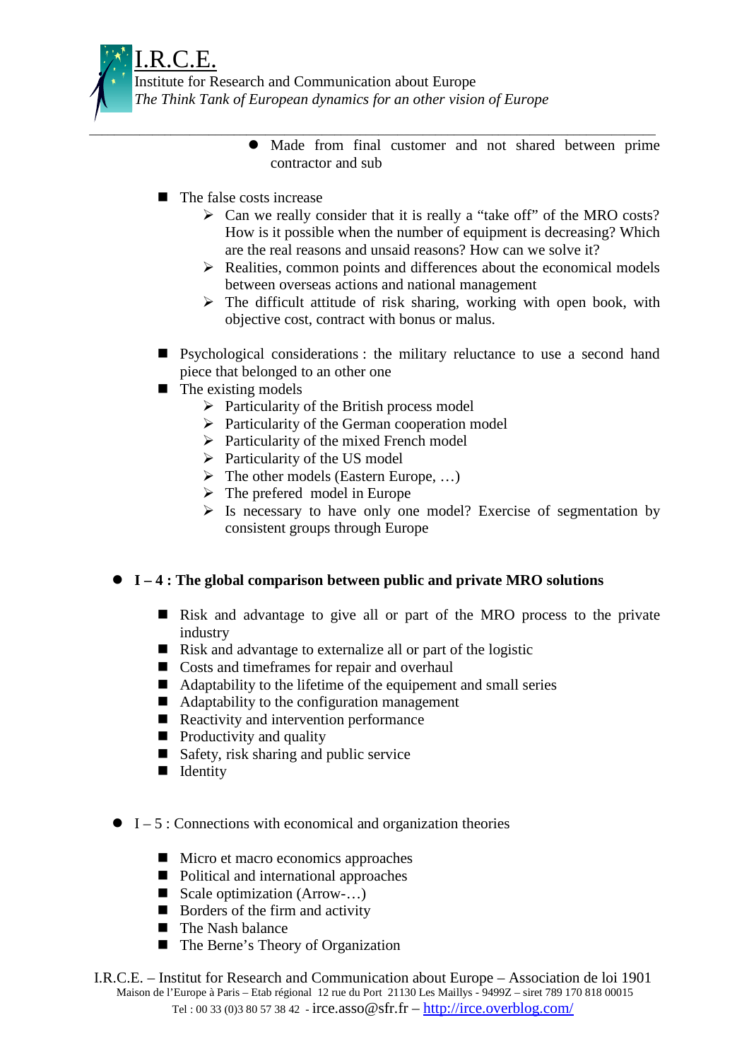- Made from final customer and not shared between prime contractor and sub

- The false costs increase
  - Can we really consider that it is really a “take off” of the MRO costs? How is it possible when the number of equipment is decreasing? Which are the real reasons and unsaid reasons? How can we solve it?
  - Realities, common points and differences about the economical models between overseas actions and national management
  - The difficult attitude of risk sharing, working with open book, with objective cost, contract with bonus or malus.

- Psychological considerations : the military reluctance to use a second hand piece that belonged to an other one
- The existing models
  - Particularity of the British process model
  - Particularity of the German cooperation model
  - Particularity of the mixed French model
  - Particularity of the US model
  - The other models (Eastern Europe, …)
  - The prefered model in Europe
  - Is necessary to have only one model? Exercise of segmentation by consistent groups through Europe

- **I – 4 : The global comparison between public and private MRO solutions**

  - Risk and advantage to give all or part of the MRO process to the private industry
  - Risk and advantage to externalize all or part of the logistic
  - Costs and timeframes for repair and overhaul
  - Adaptability to the lifetime of the equipement and small series
  - Adaptability to the configuration management
  - Reactivity and intervention performance
  - Productivity and quality
  - Safety, risk sharing and public service
  - Identity

- I – 5 : Connections with economical and organization theories

  - Micro et macro economics approaches
  - Political and international approaches
  - Scale optimization (Arrow-…)
  - Borders of the firm and activity
  - The Nash balance
  - The Berne’s Theory of Organization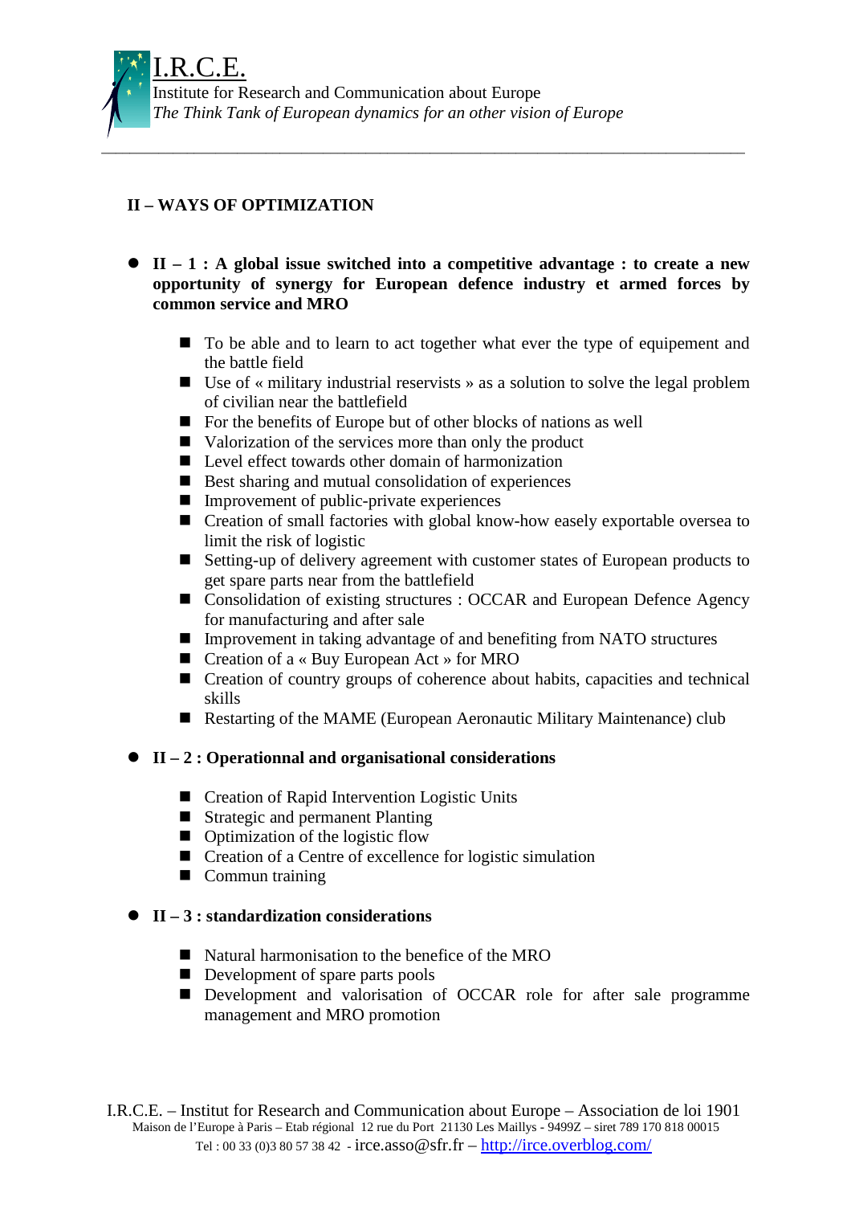## II – WAYS OF OPTIMIZATION

- **II – 1 : A global issue switched into a competitive advantage : to create a new opportunity of synergy for European defence industry et armed forces by common service and MRO**
  - To be able and to learn to act together what ever the type of equipement and the battle field
  - Use of « military industrial reservists » as a solution to solve the legal problem of civilian near the battlefield
  - For the benefits of Europe but of other blocks of nations as well
  - Valorization of the services more than only the product
  - Level effect towards other domain of harmonization
  - Best sharing and mutual consolidation of experiences
  - Improvement of public-private experiences
  - Creation of small factories with global know-how easely exportable oversea to limit the risk of logistic
  - Setting-up of delivery agreement with customer states of European products to get spare parts near from the battlefield
  - Consolidation of existing structures : OCCAR and European Defence Agency for manufacturing and after sale
  - Improvement in taking advantage of and benefiting from NATO structures
  - Creation of a « Buy European Act » for MRO
  - Creation of country groups of coherence about habits, capacities and technical skills
  - Restarting of the MAME (European Aeronautic Military Maintenance) club

- **II – 2 : Operationnal and organisational considerations**
  - Creation of Rapid Intervention Logistic Units
  - Strategic and permanent Planting
  - Optimization of the logistic flow
  - Creation of a Centre of excellence for logistic simulation
  - Commun training

- **II – 3 : standardization considerations**
  - Natural harmonisation to the benefice of the MRO
  - Development of spare parts pools
  - Development and valorisation of OCCAR role for after sale programme management and MRO promotion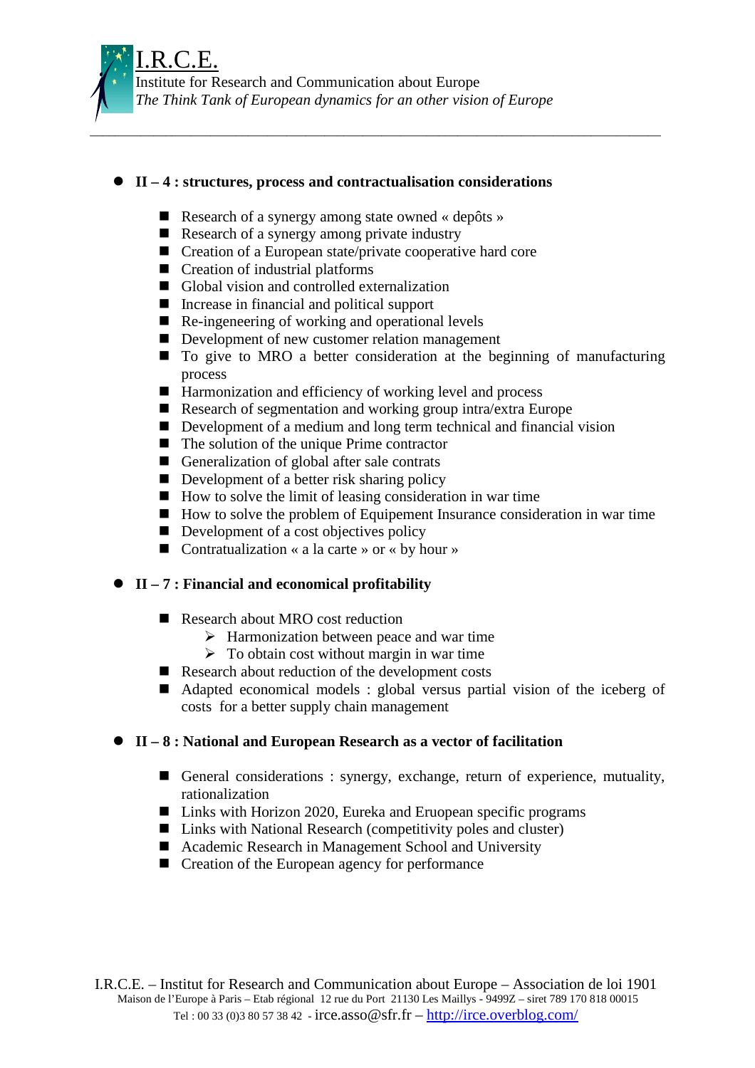- **II – 4 : structures, process and contractualisation considerations**

  - Research of a synergy among state owned « depôts »
  - Research of a synergy among private industry
  - Creation of a European state/private cooperative hard core
  - Creation of industrial platforms
  - Global vision and controlled externalization
  - Increase in financial and political support
  - Re-ingeneering of working and operational levels
  - Development of new customer relation management
  - To give to MRO a better consideration at the beginning of manufacturing process
  - Harmonization and efficiency of working level and process
  - Research of segmentation and working group intra/extra Europe
  - Development of a medium and long term technical and financial vision
  - The solution of the unique Prime contractor
  - Generalization of global after sale contrats
  - Development of a better risk sharing policy
  - How to solve the limit of leasing consideration in war time
  - How to solve the problem of Equipement Insurance consideration in war time
  - Development of a cost objectives policy
  - Contratualization « a la carte » or « by hour »

- **II – 7 : Financial and economical profitability**

  - Research about MRO cost reduction
    - Harmonization between peace and war time
    - To obtain cost without margin in war time
  - Research about reduction of the development costs
  - Adapted economical models : global versus partial vision of the iceberg of costs for a better supply chain management

- **II – 8 : National and European Research as a vector of facilitation**

  - General considerations : synergy, exchange, return of experience, mutuality, rationalization
  - Links with Horizon 2020, Eureka and Eruopean specific programs
  - Links with National Research (competitivity poles and cluster)
  - Academic Research in Management School and University
  - Creation of the European agency for performance